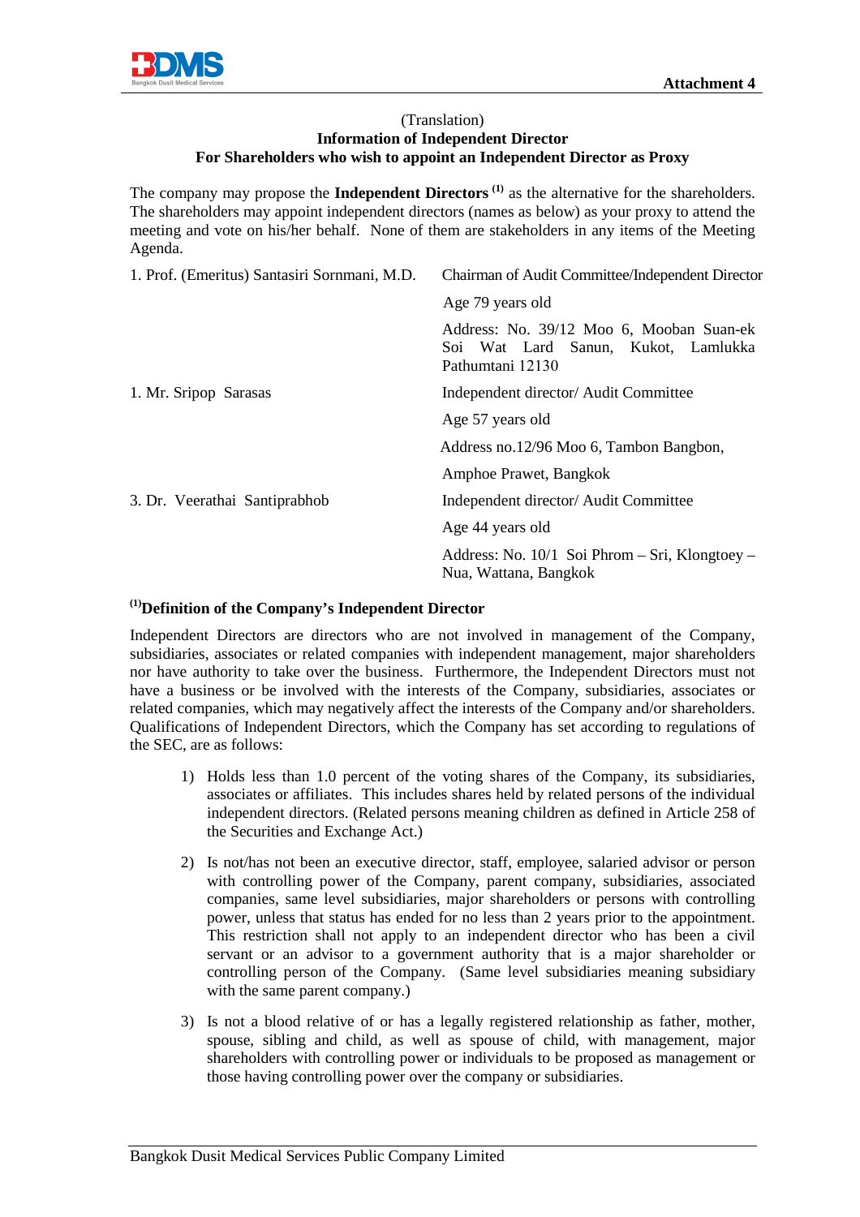Attachment 4

(Translation)

**Information of Independent Director**

**For Shareholders who wish to appoint an Independent Director as Proxy**

The company may propose the **Independent Directors** [(1)] as the alternative for the shareholders. The shareholders may appoint independent directors (names as below) as your proxy to attend the meeting and vote on his/her behalf. None of them are stakeholders in any items of the Meeting Agenda.

| | |
|---|---|
| 1. Prof. (Emeritus) Santasiri Sornmani, M.D. | Chairman of Audit Committee/Independent Director |
| | Age 79 years old |
| | Address: No. 39/12 Moo 6, Mooban Suan-ek Soi Wat Lard Sanun, Kukot, Lamlukka Pathumtani 12130 |
| 1. Mr. Sripop Sarasas | Independent director/ Audit Committee |
| | Age 57 years old |
| | Address no.12/96 Moo 6, Tambon Bangbon, |
| | Amphoe Prawet, Bangkok |
| 3. Dr. Veerathai Santiprabhob | Independent director/ Audit Committee |
| | Age 44 years old |
| | Address: No. 10/1 Soi Phrom – Sri, Klongtoey – Nua, Wattana, Bangkok |

**[(1)]Definition of the Company's Independent Director**

Independent Directors are directors who are not involved in management of the Company, subsidiaries, associates or related companies with independent management, major shareholders nor have authority to take over the business. Furthermore, the Independent Directors must not have a business or be involved with the interests of the Company, subsidiaries, associates or related companies, which may negatively affect the interests of the Company and/or shareholders. Qualifications of Independent Directors, which the Company has set according to regulations of the SEC, are as follows:

1) Holds less than 1.0 percent of the voting shares of the Company, its subsidiaries, associates or affiliates. This includes shares held by related persons of the individual independent directors. (Related persons meaning children as defined in Article 258 of the Securities and Exchange Act.)

2) Is not/has not been an executive director, staff, employee, salaried advisor or person with controlling power of the Company, parent company, subsidiaries, associated companies, same level subsidiaries, major shareholders or persons with controlling power, unless that status has ended for no less than 2 years prior to the appointment. This restriction shall not apply to an independent director who has been a civil servant or an advisor to a government authority that is a major shareholder or controlling person of the Company. (Same level subsidiaries meaning subsidiary with the same parent company.)

3) Is not a blood relative of or has a legally registered relationship as father, mother, spouse, sibling and child, as well as spouse of child, with management, major shareholders with controlling power or individuals to be proposed as management or those having controlling power over the company or subsidiaries.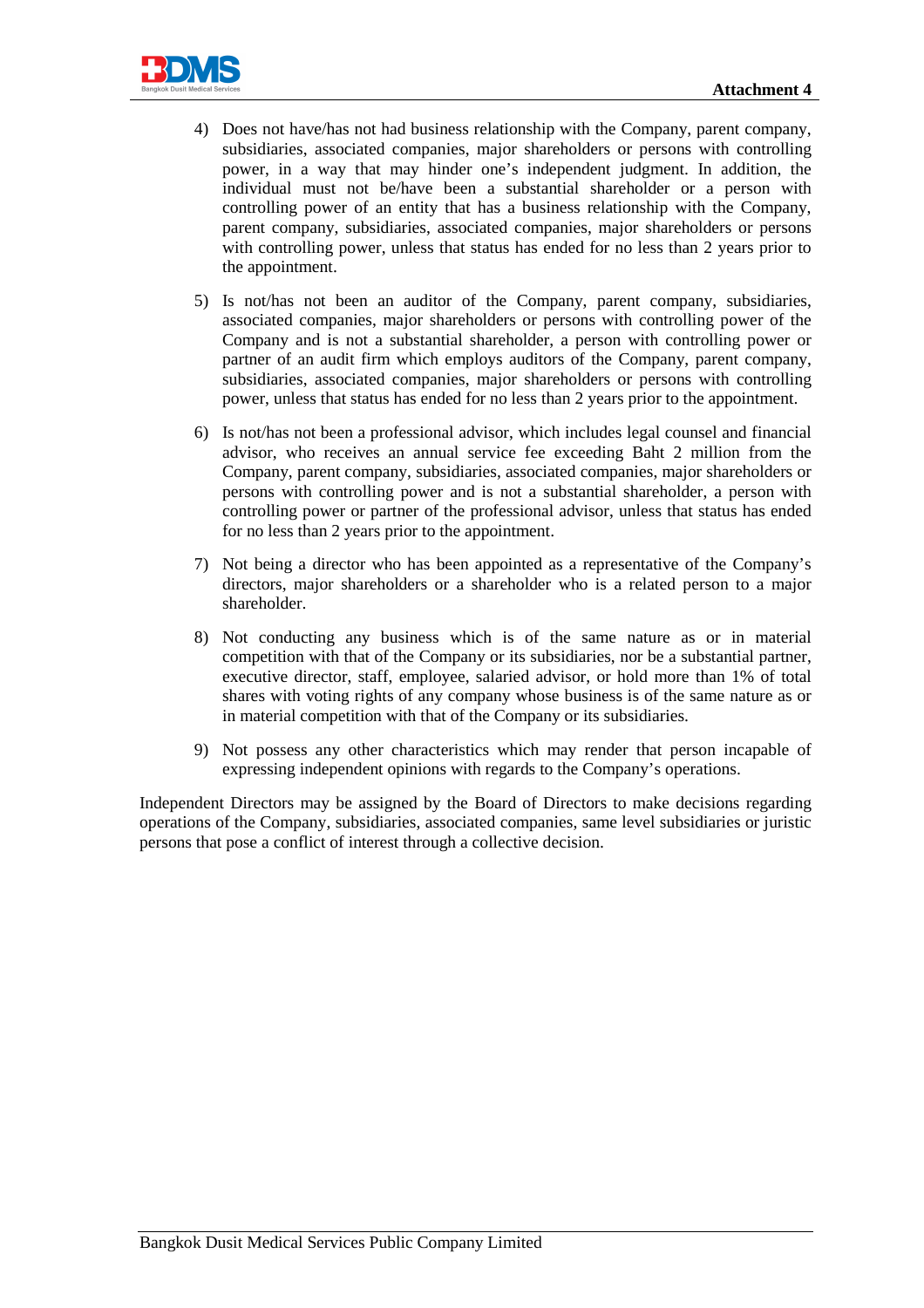4) Does not have/has not had business relationship with the Company, parent company, subsidiaries, associated companies, major shareholders or persons with controlling power, in a way that may hinder one's independent judgment. In addition, the individual must not be/have been a substantial shareholder or a person with controlling power of an entity that has a business relationship with the Company, parent company, subsidiaries, associated companies, major shareholders or persons with controlling power, unless that status has ended for no less than 2 years prior to the appointment.

5) Is not/has not been an auditor of the Company, parent company, subsidiaries, associated companies, major shareholders or persons with controlling power of the Company and is not a substantial shareholder, a person with controlling power or partner of an audit firm which employs auditors of the Company, parent company, subsidiaries, associated companies, major shareholders or persons with controlling power, unless that status has ended for no less than 2 years prior to the appointment.

6) Is not/has not been a professional advisor, which includes legal counsel and financial advisor, who receives an annual service fee exceeding Baht 2 million from the Company, parent company, subsidiaries, associated companies, major shareholders or persons with controlling power and is not a substantial shareholder, a person with controlling power or partner of the professional advisor, unless that status has ended for no less than 2 years prior to the appointment.

7) Not being a director who has been appointed as a representative of the Company's directors, major shareholders or a shareholder who is a related person to a major shareholder.

8) Not conducting any business which is of the same nature as or in material competition with that of the Company or its subsidiaries, nor be a substantial partner, executive director, staff, employee, salaried advisor, or hold more than 1% of total shares with voting rights of any company whose business is of the same nature as or in material competition with that of the Company or its subsidiaries.

9) Not possess any other characteristics which may render that person incapable of expressing independent opinions with regards to the Company's operations.

Independent Directors may be assigned by the Board of Directors to make decisions regarding operations of the Company, subsidiaries, associated companies, same level subsidiaries or juristic persons that pose a conflict of interest through a collective decision.